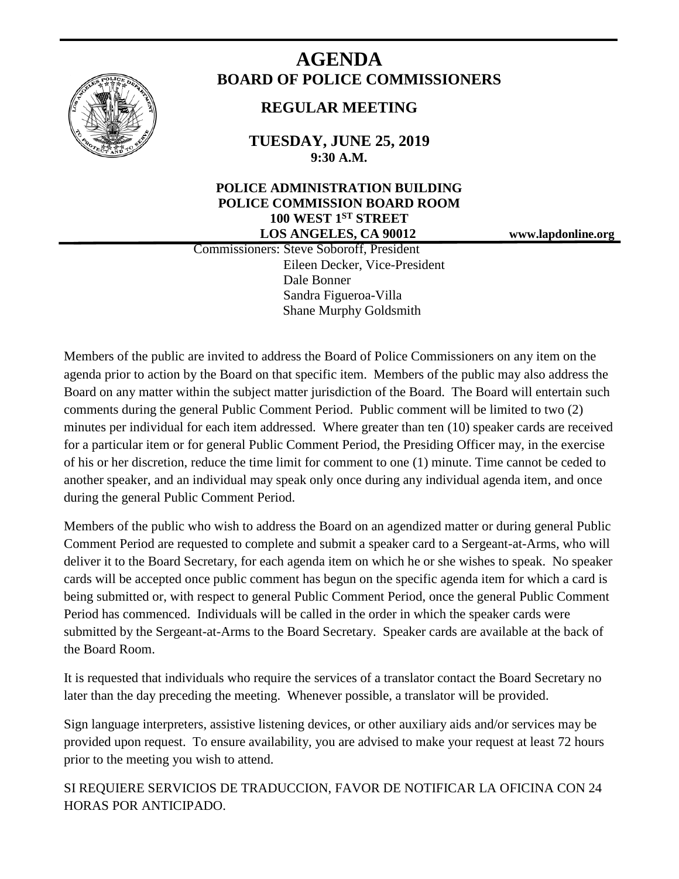# AGENDA

## BOARD OF POLICE COMMISSIONERS

## REGULAR MEETING

**TUESDAY, JUNE 25, 2019**
**9:30 A.M.**

**POLICE ADMINISTRATION BUILDING**
**POLICE COMMISSION BOARD ROOM**
**100 WEST 1ST STREET**
**LOS ANGELES, CA 90012**

**www.lapdonline.org**

Commissioners: Steve Soboroff, President
Eileen Decker, Vice-President
Dale Bonner
Sandra Figueroa-Villa
Shane Murphy Goldsmith

Members of the public are invited to address the Board of Police Commissioners on any item on the agenda prior to action by the Board on that specific item. Members of the public may also address the Board on any matter within the subject matter jurisdiction of the Board. The Board will entertain such comments during the general Public Comment Period. Public comment will be limited to two (2) minutes per individual for each item addressed. Where greater than ten (10) speaker cards are received for a particular item or for general Public Comment Period, the Presiding Officer may, in the exercise of his or her discretion, reduce the time limit for comment to one (1) minute. Time cannot be ceded to another speaker, and an individual may speak only once during any individual agenda item, and once during the general Public Comment Period.

Members of the public who wish to address the Board on an agendized matter or during general Public Comment Period are requested to complete and submit a speaker card to a Sergeant-at-Arms, who will deliver it to the Board Secretary, for each agenda item on which he or she wishes to speak. No speaker cards will be accepted once public comment has begun on the specific agenda item for which a card is being submitted or, with respect to general Public Comment Period, once the general Public Comment Period has commenced. Individuals will be called in the order in which the speaker cards were submitted by the Sergeant-at-Arms to the Board Secretary. Speaker cards are available at the back of the Board Room.

It is requested that individuals who require the services of a translator contact the Board Secretary no later than the day preceding the meeting. Whenever possible, a translator will be provided.

Sign language interpreters, assistive listening devices, or other auxiliary aids and/or services may be provided upon request. To ensure availability, you are advised to make your request at least 72 hours prior to the meeting you wish to attend.

SI REQUIERE SERVICIOS DE TRADUCCION, FAVOR DE NOTIFICAR LA OFICINA CON 24 HORAS POR ANTICIPADO.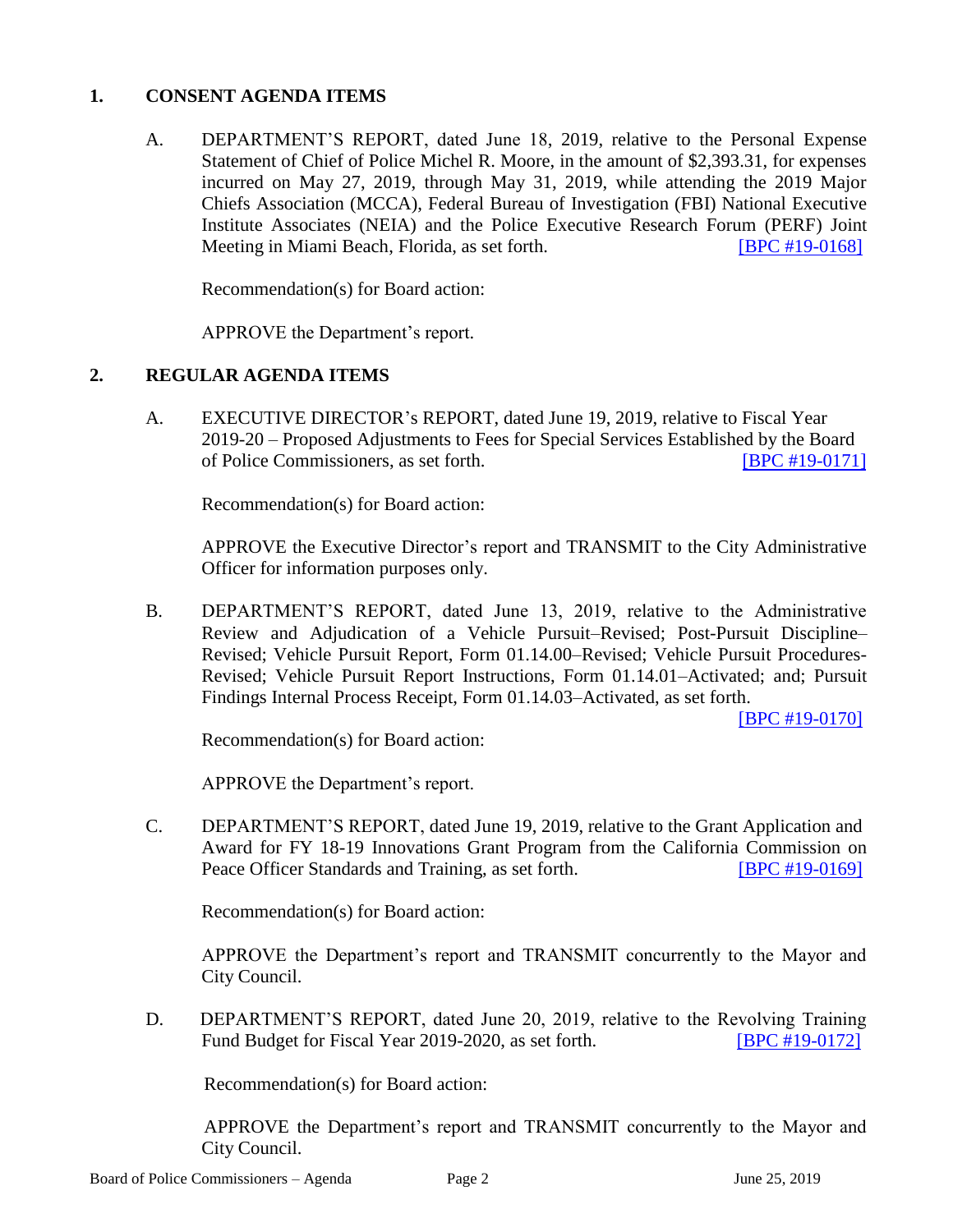## 1. CONSENT AGENDA ITEMS

A. DEPARTMENT'S REPORT, dated June 18, 2019, relative to the Personal Expense Statement of Chief of Police Michel R. Moore, in the amount of $2,393.31, for expenses incurred on May 27, 2019, through May 31, 2019, while attending the 2019 Major Chiefs Association (MCCA), Federal Bureau of Investigation (FBI) National Executive Institute Associates (NEIA) and the Police Executive Research Forum (PERF) Joint Meeting in Miami Beach, Florida, as set forth. [BPC #19-0168]

Recommendation(s) for Board action:

APPROVE the Department's report.

## 2. REGULAR AGENDA ITEMS

A. EXECUTIVE DIRECTOR's REPORT, dated June 19, 2019, relative to Fiscal Year 2019-20 – Proposed Adjustments to Fees for Special Services Established by the Board of Police Commissioners, as set forth. [BPC #19-0171]

Recommendation(s) for Board action:

APPROVE the Executive Director's report and TRANSMIT to the City Administrative Officer for information purposes only.

B. DEPARTMENT'S REPORT, dated June 13, 2019, relative to the Administrative Review and Adjudication of a Vehicle Pursuit–Revised; Post-Pursuit Discipline–Revised; Vehicle Pursuit Report, Form 01.14.00–Revised; Vehicle Pursuit Procedures-Revised; Vehicle Pursuit Report Instructions, Form 01.14.01–Activated; and; Pursuit Findings Internal Process Receipt, Form 01.14.03–Activated, as set forth. [BPC #19-0170]

Recommendation(s) for Board action:

APPROVE the Department's report.

C. DEPARTMENT'S REPORT, dated June 19, 2019, relative to the Grant Application and Award for FY 18-19 Innovations Grant Program from the California Commission on Peace Officer Standards and Training, as set forth. [BPC #19-0169]

Recommendation(s) for Board action:

APPROVE the Department's report and TRANSMIT concurrently to the Mayor and City Council.

D. DEPARTMENT'S REPORT, dated June 20, 2019, relative to the Revolving Training Fund Budget for Fiscal Year 2019-2020, as set forth. [BPC #19-0172]

Recommendation(s) for Board action:

APPROVE the Department's report and TRANSMIT concurrently to the Mayor and City Council.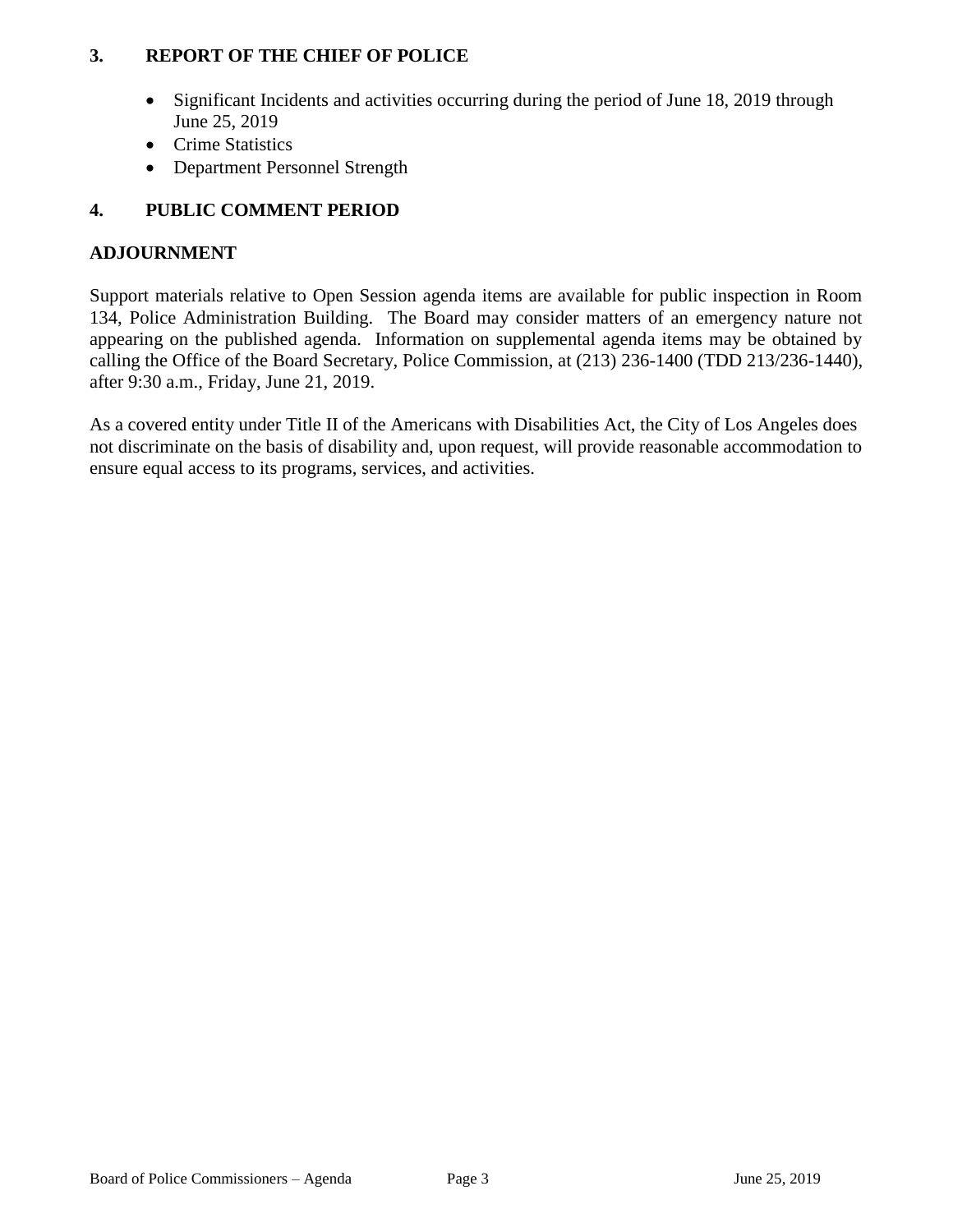## 3. REPORT OF THE CHIEF OF POLICE

- Significant Incidents and activities occurring during the period of June 18, 2019 through June 25, 2019
- Crime Statistics
- Department Personnel Strength

## 4. PUBLIC COMMENT PERIOD

## ADJOURNMENT

Support materials relative to Open Session agenda items are available for public inspection in Room 134, Police Administration Building. The Board may consider matters of an emergency nature not appearing on the published agenda. Information on supplemental agenda items may be obtained by calling the Office of the Board Secretary, Police Commission, at (213) 236-1400 (TDD 213/236-1440), after 9:30 a.m., Friday, June 21, 2019.

As a covered entity under Title II of the Americans with Disabilities Act, the City of Los Angeles does not discriminate on the basis of disability and, upon request, will provide reasonable accommodation to ensure equal access to its programs, services, and activities.